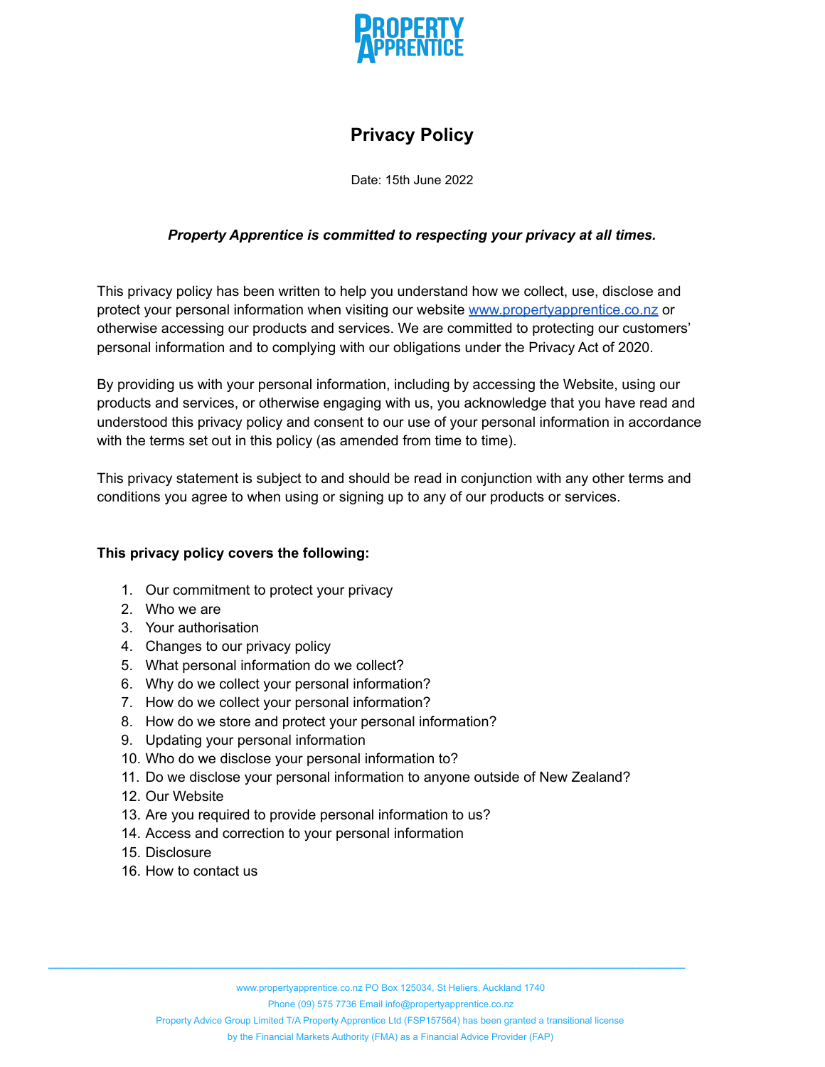# Privacy Policy

Date: 15th June 2022

***Property Apprentice is committed to respecting your privacy at all times.***

This privacy policy has been written to help you understand how we collect, use, disclose and protect your personal information when visiting our website [www.propertyapprentice.co.nz](http://www.propertyapprentice.co.nz) or otherwise accessing our products and services. We are committed to protecting our customers' personal information and to complying with our obligations under the Privacy Act of 2020.

By providing us with your personal information, including by accessing the Website, using our products and services, or otherwise engaging with us, you acknowledge that you have read and understood this privacy policy and consent to our use of your personal information in accordance with the terms set out in this policy (as amended from time to time).

This privacy statement is subject to and should be read in conjunction with any other terms and conditions you agree to when using or signing up to any of our products or services.

**This privacy policy covers the following:**

1. Our commitment to protect your privacy
2. Who we are
3. Your authorisation
4. Changes to our privacy policy
5. What personal information do we collect?
6. Why do we collect your personal information?
7. How do we collect your personal information?
8. How do we store and protect your personal information?
9. Updating your personal information
10. Who do we disclose your personal information to?
11. Do we disclose your personal information to anyone outside of New Zealand?
12. Our Website
13. Are you required to provide personal information to us?
14. Access and correction to your personal information
15. Disclosure
16. How to contact us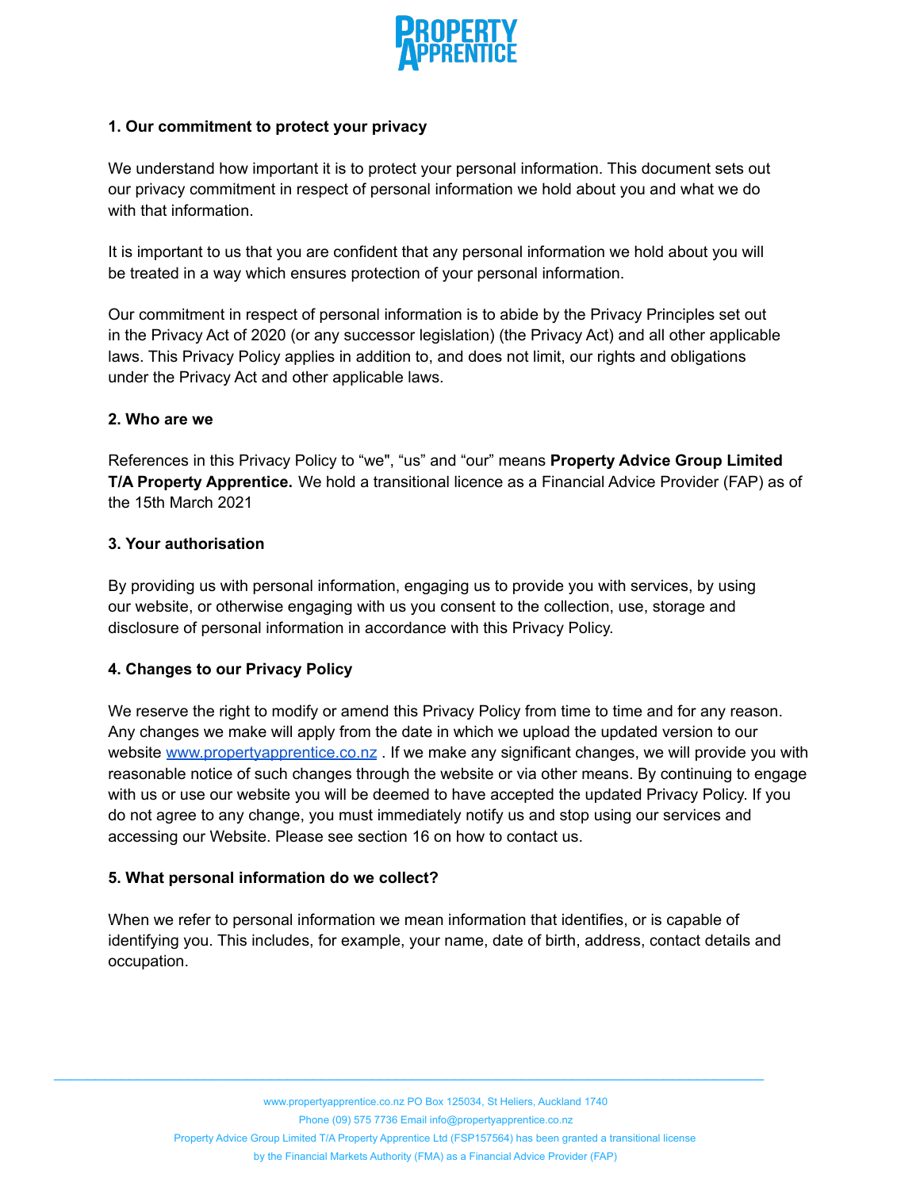**1. Our commitment to protect your privacy**

We understand how important it is to protect your personal information. This document sets out our privacy commitment in respect of personal information we hold about you and what we do with that information.

It is important to us that you are confident that any personal information we hold about you will be treated in a way which ensures protection of your personal information.

Our commitment in respect of personal information is to abide by the Privacy Principles set out in the Privacy Act of 2020 (or any successor legislation) (the Privacy Act) and all other applicable laws. This Privacy Policy applies in addition to, and does not limit, our rights and obligations under the Privacy Act and other applicable laws.

**2. Who are we**

References in this Privacy Policy to "we", "us" and "our" means **Property Advice Group Limited T/A Property Apprentice.** We hold a transitional licence as a Financial Advice Provider (FAP) as of the 15th March 2021

**3. Your authorisation**

By providing us with personal information, engaging us to provide you with services, by using our website, or otherwise engaging with us you consent to the collection, use, storage and disclosure of personal information in accordance with this Privacy Policy.

**4. Changes to our Privacy Policy**

We reserve the right to modify or amend this Privacy Policy from time to time and for any reason. Any changes we make will apply from the date in which we upload the updated version to our website [www.propertyapprentice.co.nz](http://www.propertyapprentice.co.nz) . If we make any significant changes, we will provide you with reasonable notice of such changes through the website or via other means. By continuing to engage with us or use our website you will be deemed to have accepted the updated Privacy Policy. If you do not agree to any change, you must immediately notify us and stop using our services and accessing our Website. Please see section 16 on how to contact us.

**5. What personal information do we collect?**

When we refer to personal information we mean information that identifies, or is capable of identifying you. This includes, for example, your name, date of birth, address, contact details and occupation.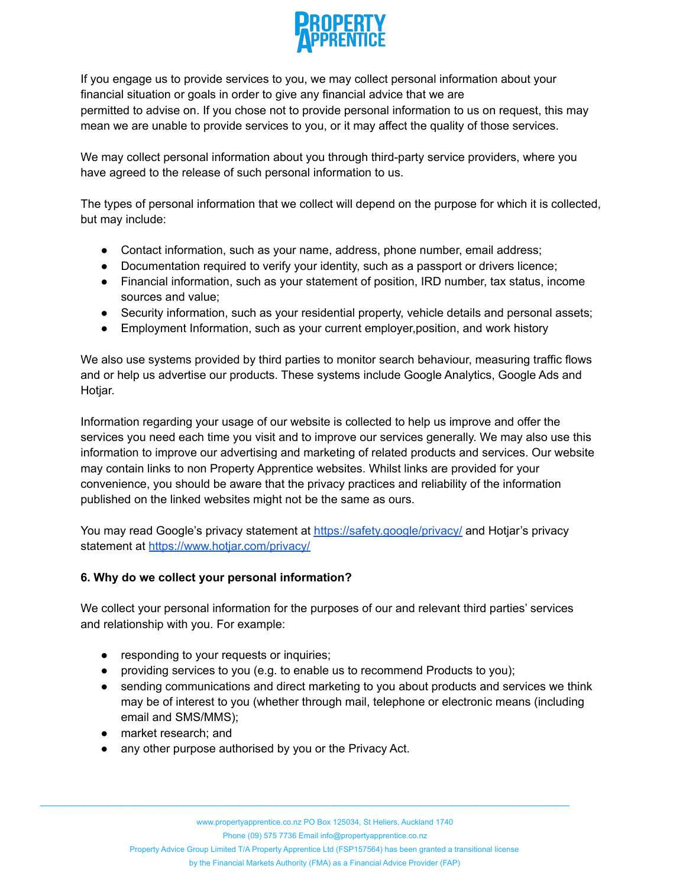If you engage us to provide services to you, we may collect personal information about your financial situation or goals in order to give any financial advice that we are permitted to advise on. If you chose not to provide personal information to us on request, this may mean we are unable to provide services to you, or it may affect the quality of those services.

We may collect personal information about you through third-party service providers, where you have agreed to the release of such personal information to us.

The types of personal information that we collect will depend on the purpose for which it is collected, but may include:

- Contact information, such as your name, address, phone number, email address;
- Documentation required to verify your identity, such as a passport or drivers licence;
- Financial information, such as your statement of position, IRD number, tax status, income sources and value;
- Security information, such as your residential property, vehicle details and personal assets;
- Employment Information, such as your current employer,position, and work history

We also use systems provided by third parties to monitor search behaviour, measuring traffic flows and or help us advertise our products. These systems include Google Analytics, Google Ads and Hotjar.

Information regarding your usage of our website is collected to help us improve and offer the services you need each time you visit and to improve our services generally. We may also use this information to improve our advertising and marketing of related products and services. Our website may contain links to non Property Apprentice websites. Whilst links are provided for your convenience, you should be aware that the privacy practices and reliability of the information published on the linked websites might not be the same as ours.

You may read Google's privacy statement at https://safety.google/privacy/ and Hotjar's privacy statement at https://www.hotjar.com/privacy/

**6. Why do we collect your personal information?**

We collect your personal information for the purposes of our and relevant third parties' services and relationship with you. For example:

- responding to your requests or inquiries;
- providing services to you (e.g. to enable us to recommend Products to you);
- sending communications and direct marketing to you about products and services we think may be of interest to you (whether through mail, telephone or electronic means (including email and SMS/MMS);
- market research; and
- any other purpose authorised by you or the Privacy Act.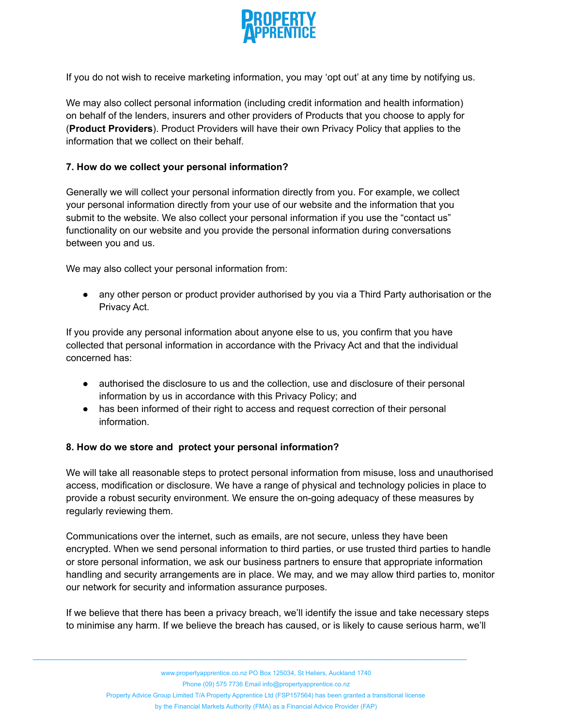If you do not wish to receive marketing information, you may 'opt out' at any time by notifying us.

We may also collect personal information (including credit information and health information) on behalf of the lenders, insurers and other providers of Products that you choose to apply for (**Product Providers**). Product Providers will have their own Privacy Policy that applies to the information that we collect on their behalf.

**7. How do we collect your personal information?**

Generally we will collect your personal information directly from you. For example, we collect your personal information directly from your use of our website and the information that you submit to the website. We also collect your personal information if you use the "contact us" functionality on our website and you provide the personal information during conversations between you and us.

We may also collect your personal information from:

- any other person or product provider authorised by you via a Third Party authorisation or the Privacy Act.

If you provide any personal information about anyone else to us, you confirm that you have collected that personal information in accordance with the Privacy Act and that the individual concerned has:

- authorised the disclosure to us and the collection, use and disclosure of their personal information by us in accordance with this Privacy Policy; and
- has been informed of their right to access and request correction of their personal information.

**8. How do we store and protect your personal information?**

We will take all reasonable steps to protect personal information from misuse, loss and unauthorised access, modification or disclosure. We have a range of physical and technology policies in place to provide a robust security environment. We ensure the on-going adequacy of these measures by regularly reviewing them.

Communications over the internet, such as emails, are not secure, unless they have been encrypted. When we send personal information to third parties, or use trusted third parties to handle or store personal information, we ask our business partners to ensure that appropriate information handling and security arrangements are in place. We may, and we may allow third parties to, monitor our network for security and information assurance purposes.

If we believe that there has been a privacy breach, we'll identify the issue and take necessary steps to minimise any harm. If we believe the breach has caused, or is likely to cause serious harm, we'll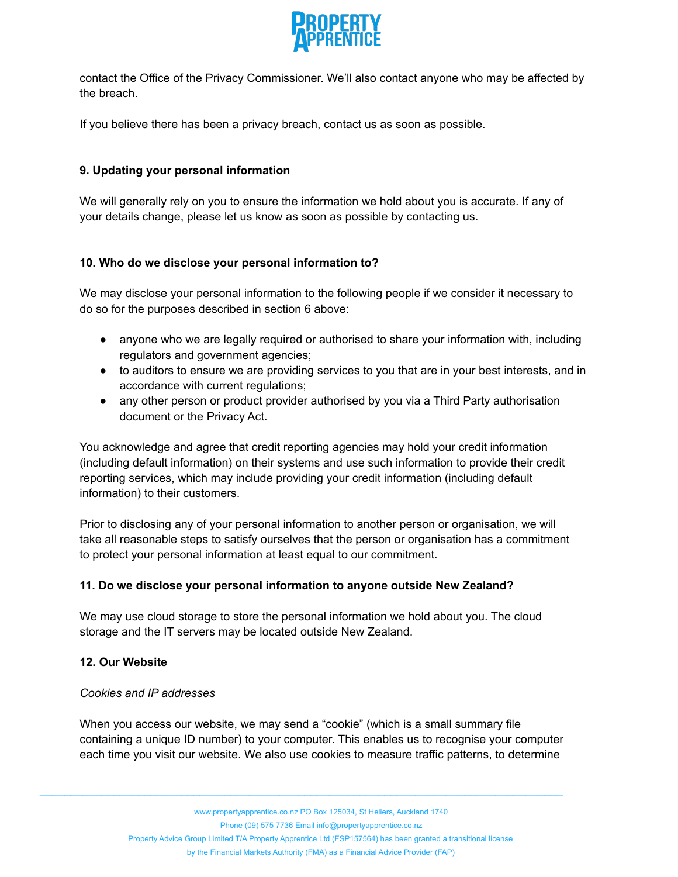contact the Office of the Privacy Commissioner. We'll also contact anyone who may be affected by the breach.

If you believe there has been a privacy breach, contact us as soon as possible.

**9. Updating your personal information**

We will generally rely on you to ensure the information we hold about you is accurate. If any of your details change, please let us know as soon as possible by contacting us.

**10. Who do we disclose your personal information to?**

We may disclose your personal information to the following people if we consider it necessary to do so for the purposes described in section 6 above:

- anyone who we are legally required or authorised to share your information with, including regulators and government agencies;
- to auditors to ensure we are providing services to you that are in your best interests, and in accordance with current regulations;
- any other person or product provider authorised by you via a Third Party authorisation document or the Privacy Act.

You acknowledge and agree that credit reporting agencies may hold your credit information (including default information) on their systems and use such information to provide their credit reporting services, which may include providing your credit information (including default information) to their customers.

Prior to disclosing any of your personal information to another person or organisation, we will take all reasonable steps to satisfy ourselves that the person or organisation has a commitment to protect your personal information at least equal to our commitment.

**11. Do we disclose your personal information to anyone outside New Zealand?**

We may use cloud storage to store the personal information we hold about you. The cloud storage and the IT servers may be located outside New Zealand.

**12. Our Website**

*Cookies and IP addresses*

When you access our website, we may send a "cookie" (which is a small summary file containing a unique ID number) to your computer. This enables us to recognise your computer each time you visit our website. We also use cookies to measure traffic patterns, to determine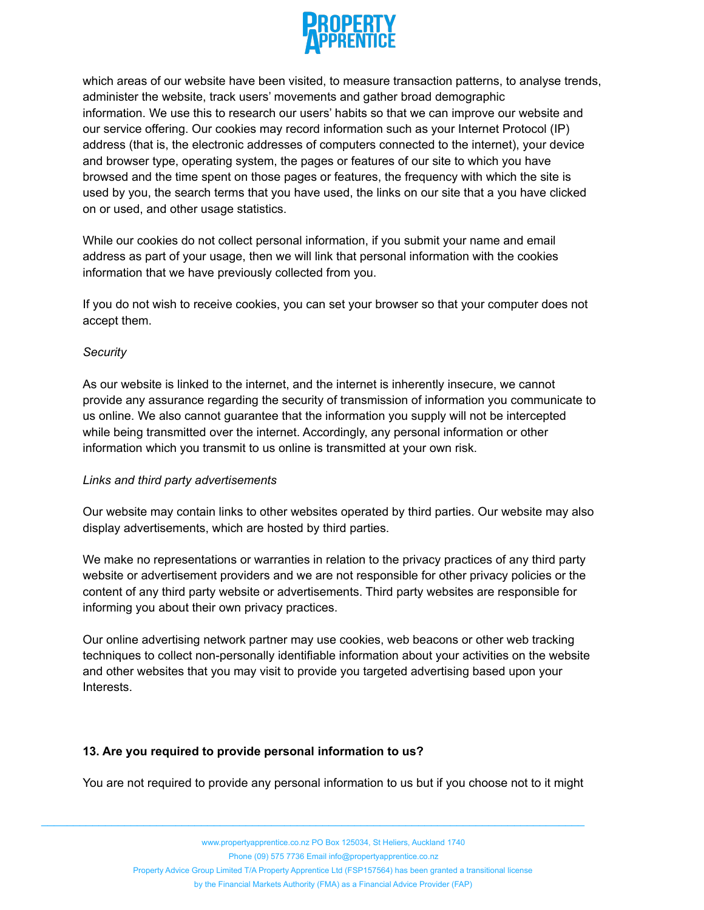which areas of our website have been visited, to measure transaction patterns, to analyse trends, administer the website, track users' movements and gather broad demographic information. We use this to research our users' habits so that we can improve our website and our service offering. Our cookies may record information such as your Internet Protocol (IP) address (that is, the electronic addresses of computers connected to the internet), your device and browser type, operating system, the pages or features of our site to which you have browsed and the time spent on those pages or features, the frequency with which the site is used by you, the search terms that you have used, the links on our site that a you have clicked on or used, and other usage statistics.

While our cookies do not collect personal information, if you submit your name and email address as part of your usage, then we will link that personal information with the cookies information that we have previously collected from you.

If you do not wish to receive cookies, you can set your browser so that your computer does not accept them.

*Security*

As our website is linked to the internet, and the internet is inherently insecure, we cannot provide any assurance regarding the security of transmission of information you communicate to us online. We also cannot guarantee that the information you supply will not be intercepted while being transmitted over the internet. Accordingly, any personal information or other information which you transmit to us online is transmitted at your own risk.

*Links and third party advertisements*

Our website may contain links to other websites operated by third parties. Our website may also display advertisements, which are hosted by third parties.

We make no representations or warranties in relation to the privacy practices of any third party website or advertisement providers and we are not responsible for other privacy policies or the content of any third party website or advertisements. Third party websites are responsible for informing you about their own privacy practices.

Our online advertising network partner may use cookies, web beacons or other web tracking techniques to collect non-personally identifiable information about your activities on the website and other websites that you may visit to provide you targeted advertising based upon your Interests.

**13. Are you required to provide personal information to us?**

You are not required to provide any personal information to us but if you choose not to it might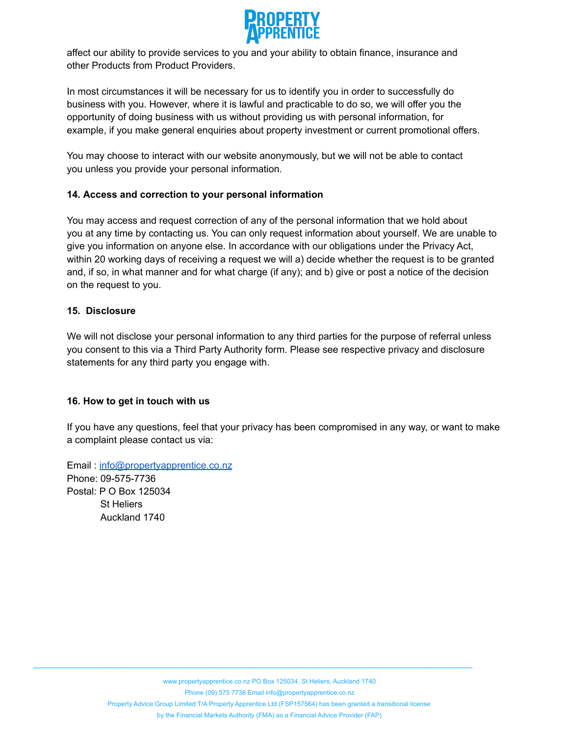affect our ability to provide services to you and your ability to obtain finance, insurance and other Products from Product Providers.

In most circumstances it will be necessary for us to identify you in order to successfully do business with you. However, where it is lawful and practicable to do so, we will offer you the opportunity of doing business with us without providing us with personal information, for example, if you make general enquiries about property investment or current promotional offers.

You may choose to interact with our website anonymously, but we will not be able to contact you unless you provide your personal information.

**14. Access and correction to your personal information**

You may access and request correction of any of the personal information that we hold about you at any time by contacting us. You can only request information about yourself. We are unable to give you information on anyone else. In accordance with our obligations under the Privacy Act, within 20 working days of receiving a request we will a) decide whether the request is to be granted and, if so, in what manner and for what charge (if any); and b) give or post a notice of the decision on the request to you.

**15. Disclosure**

We will not disclose your personal information to any third parties for the purpose of referral unless you consent to this via a Third Party Authority form. Please see respective privacy and disclosure statements for any third party you engage with.

**16. How to get in touch with us**

If you have any questions, feel that your privacy has been compromised in any way, or want to make a complaint please contact us via:

Email : info@propertyapprentice.co.nz
Phone: 09-575-7736
Postal: P O Box 125034
St Heliers
Auckland 1740